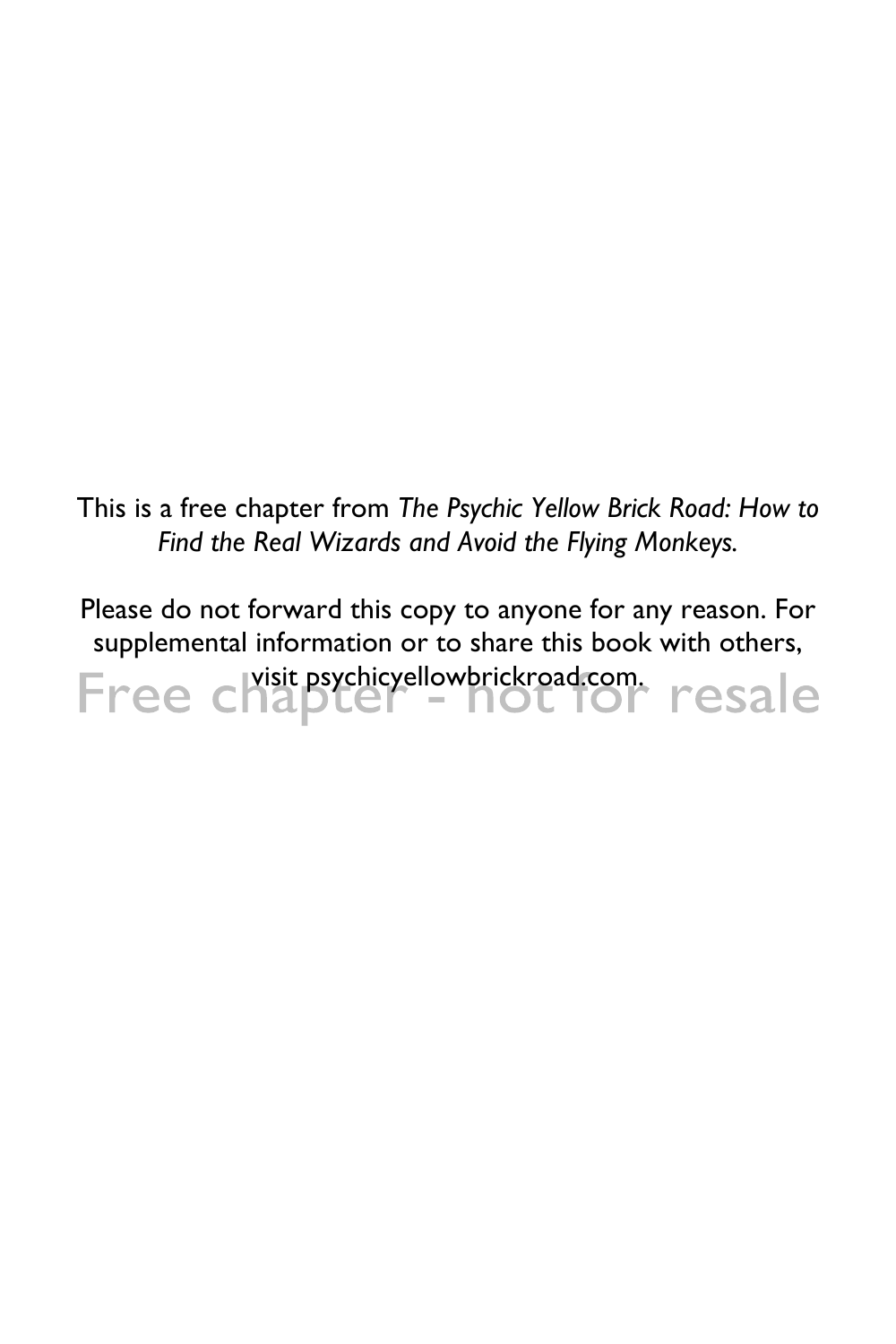This is a free chapter from *The Psychic Yellow Brick Road: How to Find the Real Wizards and Avoid the Flying Monkeys.*

Please do not forward this copy to anyone for any reason. For supplemental information or to share this book with others, visit psychicyellowbrickroad.com.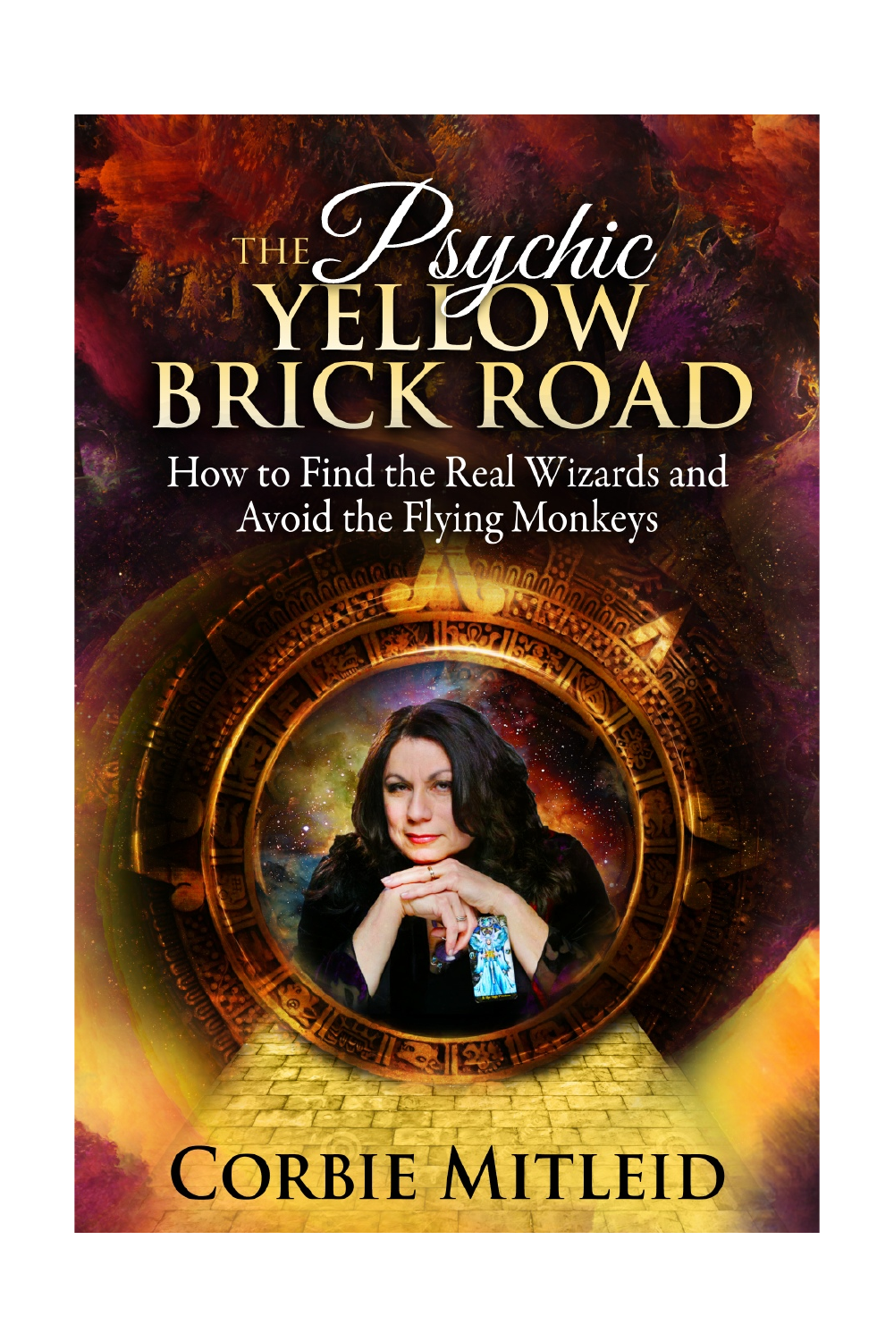# THE *Psychic* YELLOW BRICK ROAD

## How to Find the Real Wizards and Avoid the Flying Monkeys

CORBIE MITLEID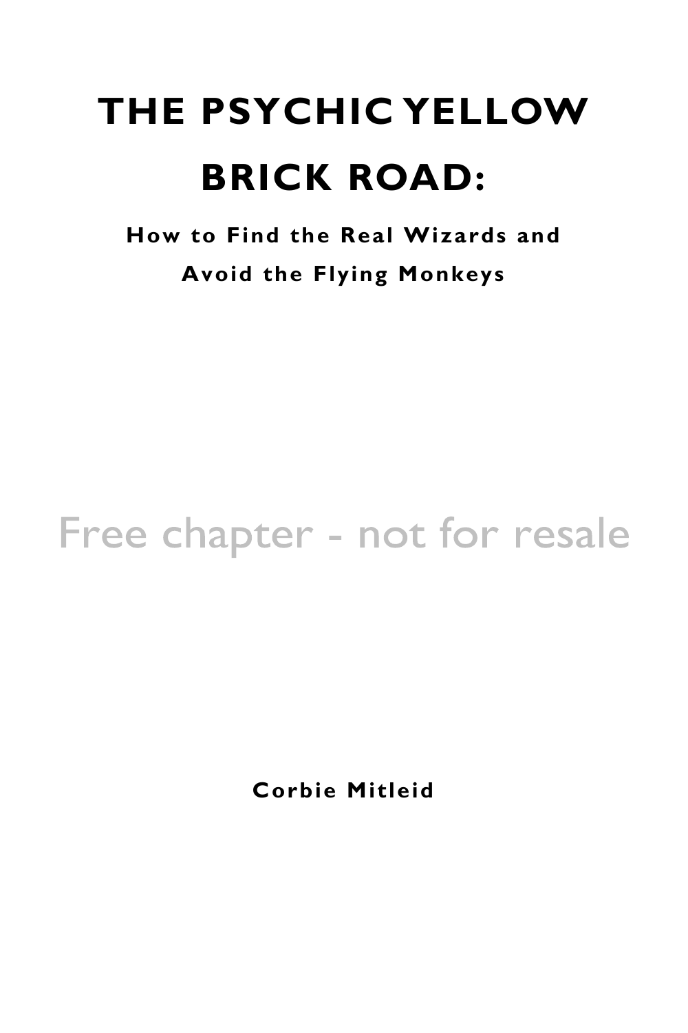# THE PSYCHIC YELLOW BRICK ROAD:

## How to Find the Real Wizards and Avoid the Flying Monkeys

Free chapter - not for resale

**Corbie Mitleid**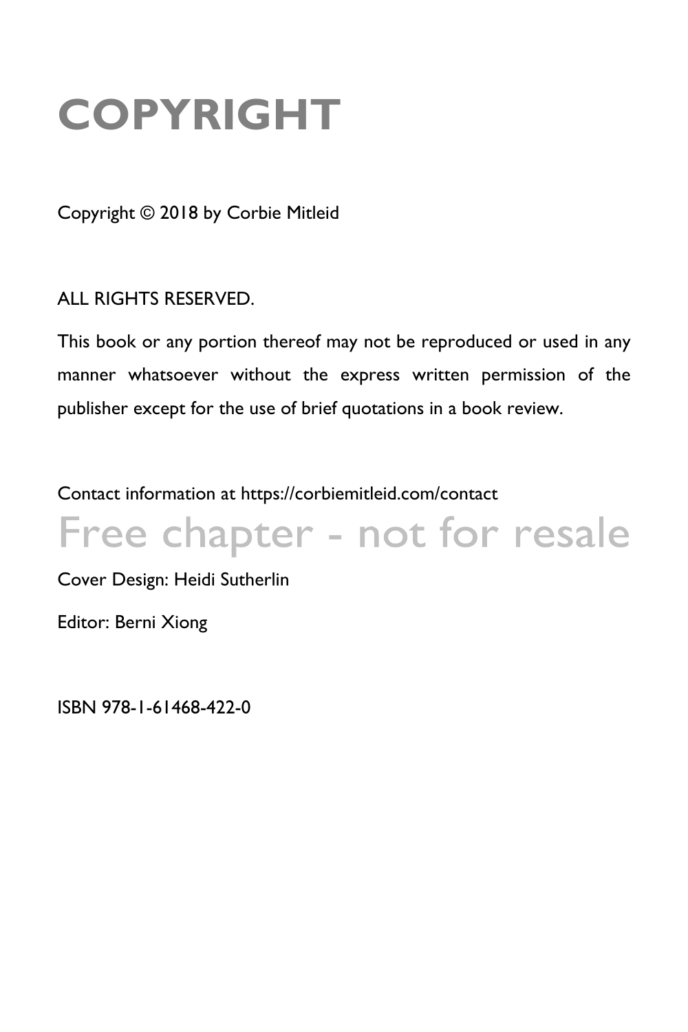# COPYRIGHT

Copyright © 2018 by Corbie Mitleid

ALL RIGHTS RESERVED.

This book or any portion thereof may not be reproduced or used in any manner whatsoever without the express written permission of the publisher except for the use of brief quotations in a book review.

Contact information at https://corbiemitleid.com/contact

Free chapter - not for resale

Cover Design: Heidi Sutherlin

Editor: Berni Xiong

ISBN 978-1-61468-422-0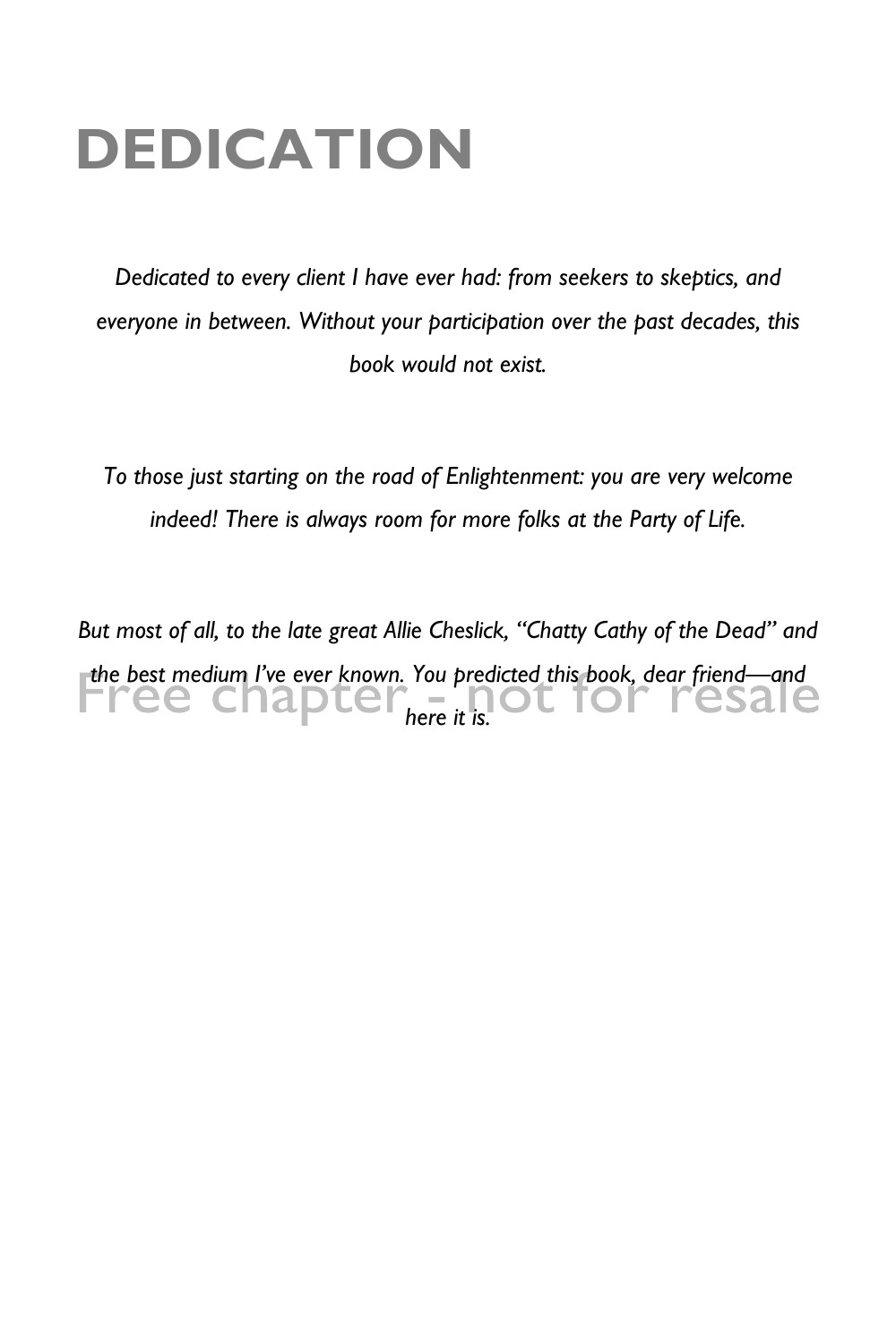# DEDICATION

*Dedicated to every client I have ever had: from seekers to skeptics, and everyone in between. Without your participation over the past decades, this book would not exist.*

*To those just starting on the road of Enlightenment: you are very welcome indeed! There is always room for more folks at the Party of Life.*

*But most of all, to the late great Allie Cheslick, "Chatty Cathy of the Dead" and the best medium I've ever known. You predicted this book, dear friend—and here it is.*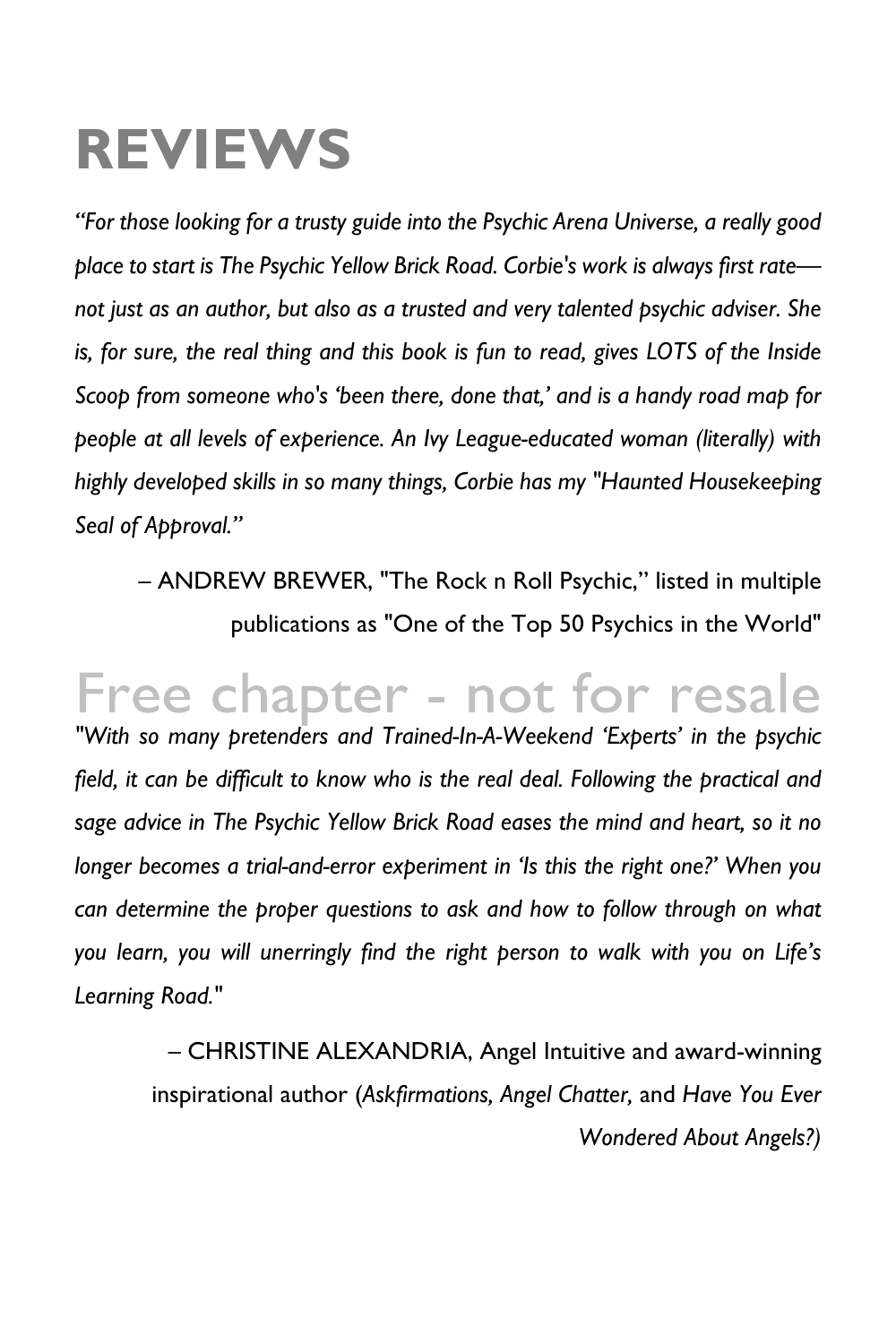# REVIEWS

*"For those looking for a trusty guide into the Psychic Arena Universe, a really good place to start is The Psychic Yellow Brick Road. Corbie's work is always first rate—not just as an author, but also as a trusted and very talented psychic adviser. She is, for sure, the real thing and this book is fun to read, gives LOTS of the Inside Scoop from someone who's 'been there, done that,' and is a handy road map for people at all levels of experience. An Ivy League-educated woman (literally) with highly developed skills in so many things, Corbie has my "Haunted Housekeeping Seal of Approval."*

– ANDREW BREWER, "The Rock n Roll Psychic," listed in multiple publications as "One of the Top 50 Psychics in the World"

*"With so many pretenders and Trained-In-A-Weekend 'Experts' in the psychic field, it can be difficult to know who is the real deal. Following the practical and sage advice in The Psychic Yellow Brick Road eases the mind and heart, so it no longer becomes a trial-and-error experiment in 'Is this the right one?' When you can determine the proper questions to ask and how to follow through on what you learn, you will unerringly find the right person to walk with you on Life's Learning Road."*

– CHRISTINE ALEXANDRIA, Angel Intuitive and award-winning inspirational author (*Askfirmations, Angel Chatter,* and *Have You Ever Wondered About Angels?)*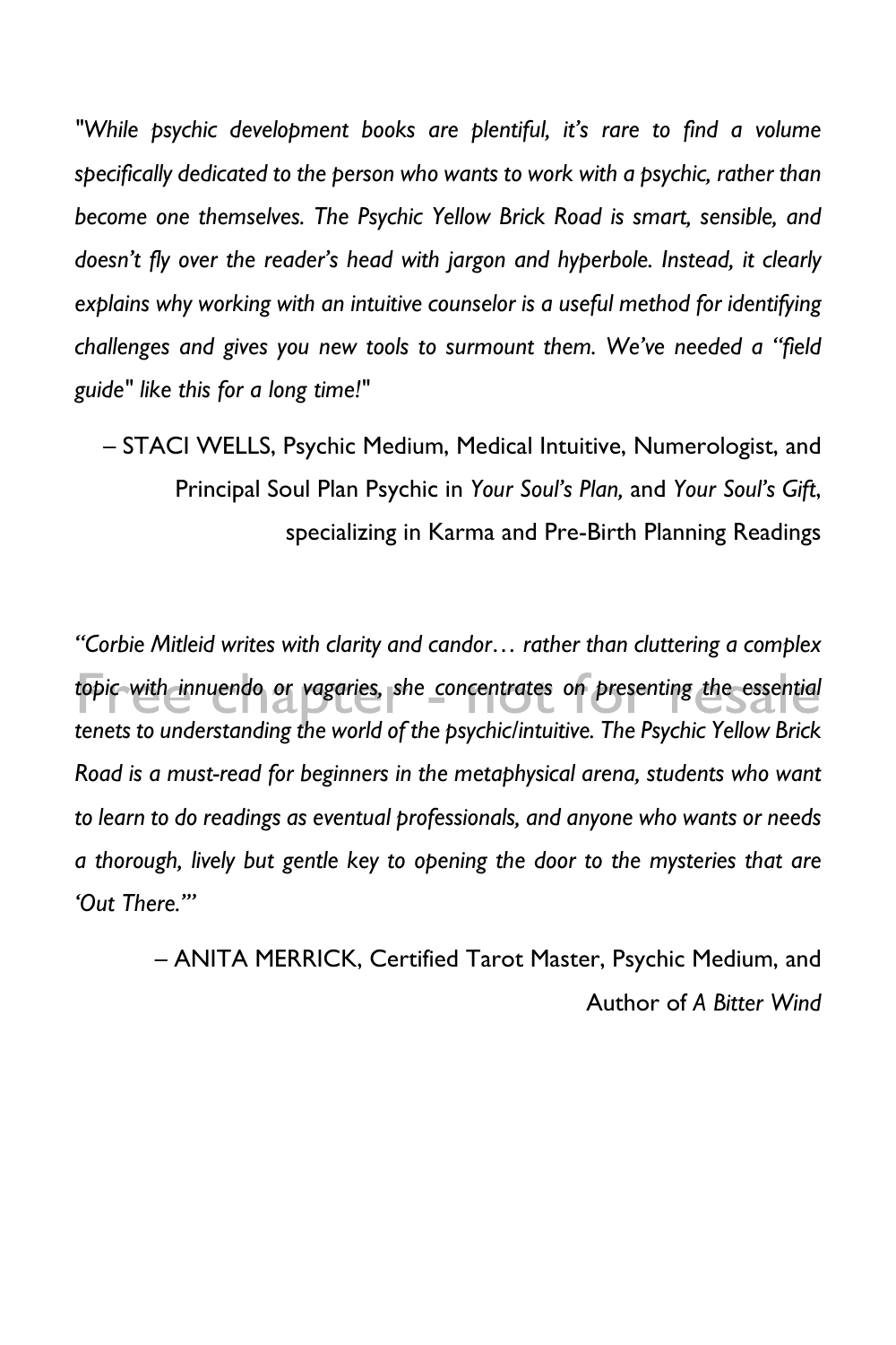*"While psychic development books are plentiful, it's rare to find a volume specifically dedicated to the person who wants to work with a psychic, rather than become one themselves. The Psychic Yellow Brick Road is smart, sensible, and doesn't fly over the reader's head with jargon and hyperbole. Instead, it clearly explains why working with an intuitive counselor is a useful method for identifying challenges and gives you new tools to surmount them. We've needed a "field guide" like this for a long time!"*

– STACI WELLS, Psychic Medium, Medical Intuitive, Numerologist, and Principal Soul Plan Psychic in *Your Soul's Plan,* and *Your Soul's Gift*, specializing in Karma and Pre-Birth Planning Readings

*"Corbie Mitleid writes with clarity and candor… rather than cluttering a complex topic with innuendo or vagaries, she concentrates on presenting the essential tenets to understanding the world of the psychic/intuitive. The Psychic Yellow Brick Road is a must-read for beginners in the metaphysical arena, students who want to learn to do readings as eventual professionals, and anyone who wants or needs a thorough, lively but gentle key to opening the door to the mysteries that are 'Out There.'"*

– ANITA MERRICK, Certified Tarot Master, Psychic Medium, and Author of *A Bitter Wind*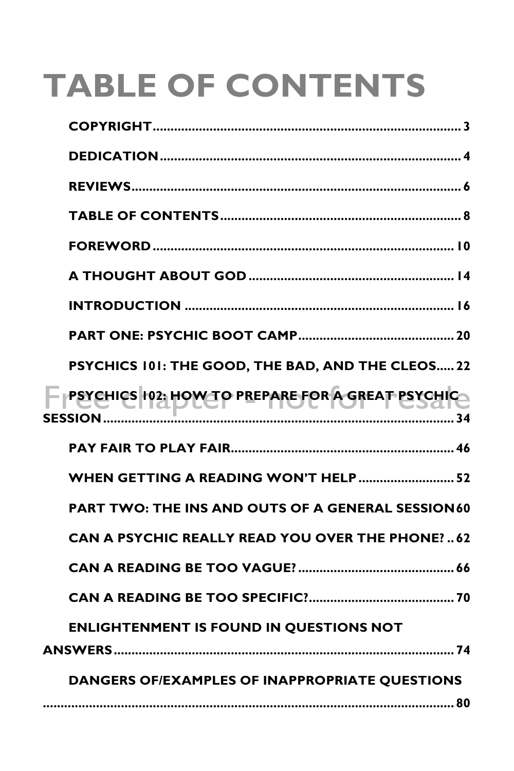# TABLE OF CONTENTS

**COPYRIGHT** ........................................ 3

**DEDICATION** ........................................ 4

**REVIEWS** ........................................ 6

**TABLE OF CONTENTS** ........................................ 8

**FOREWORD** ........................................ 10

**A THOUGHT ABOUT GOD** ........................................ 14

**INTRODUCTION** ........................................ 16

**PART ONE: PSYCHIC BOOT CAMP** ........................................ 20

**PSYCHICS 101: THE GOOD, THE BAD, AND THE CLEOS** ..... 22

**PSYCHICS 102: HOW TO PREPARE FOR A GREAT PSYCHIC SESSION** ........................................ 34

**PAY FAIR TO PLAY FAIR** ........................................ 46

**WHEN GETTING A READING WON'T HELP** ........................................ 52

**PART TWO: THE INS AND OUTS OF A GENERAL SESSION** 60

**CAN A PSYCHIC REALLY READ YOU OVER THE PHONE?** .. 62

**CAN A READING BE TOO VAGUE?** ........................................ 66

**CAN A READING BE TOO SPECIFIC?** ........................................ 70

**ENLIGHTENMENT IS FOUND IN QUESTIONS NOT ANSWERS** ........................................ 74

**DANGERS OF/EXAMPLES OF INAPPROPRIATE QUESTIONS** ........................................ 80

Free chapter - not for resale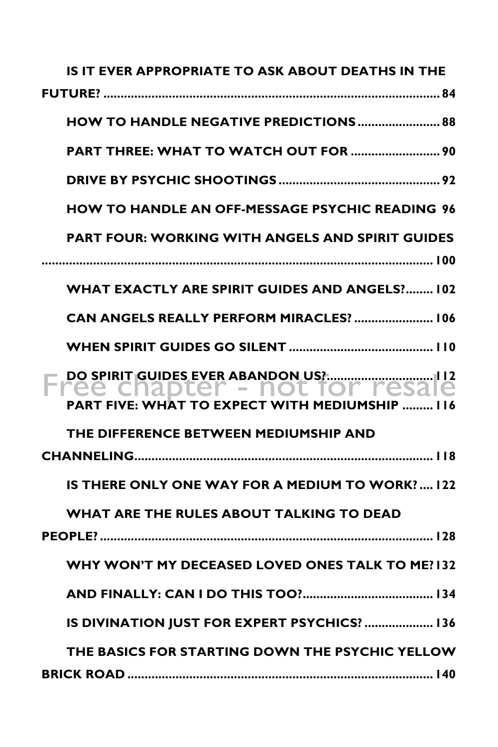IS IT EVER APPROPRIATE TO ASK ABOUT DEATHS IN THE FUTURE? .......... 84

HOW TO HANDLE NEGATIVE PREDICTIONS .......... 88

PART THREE: WHAT TO WATCH OUT FOR .......... 90

DRIVE BY PSYCHIC SHOOTINGS .......... 92

HOW TO HANDLE AN OFF-MESSAGE PSYCHIC READING 96

PART FOUR: WORKING WITH ANGELS AND SPIRIT GUIDES .......... 100

WHAT EXACTLY ARE SPIRIT GUIDES AND ANGELS? .......... 102

CAN ANGELS REALLY PERFORM MIRACLES? .......... 106

WHEN SPIRIT GUIDES GO SILENT .......... 110

DO SPIRIT GUIDES EVER ABANDON US? .......... 112

Free chapter - not for resale

PART FIVE: WHAT TO EXPECT WITH MEDIUMSHIP .......... 116

THE DIFFERENCE BETWEEN MEDIUMSHIP AND CHANNELING .......... 118

IS THERE ONLY ONE WAY FOR A MEDIUM TO WORK? .... 122

WHAT ARE THE RULES ABOUT TALKING TO DEAD PEOPLE? .......... 128

WHY WON'T MY DECEASED LOVED ONES TALK TO ME? 132

AND FINALLY: CAN I DO THIS TOO? .......... 134

IS DIVINATION JUST FOR EXPERT PSYCHICS? .......... 136

THE BASICS FOR STARTING DOWN THE PSYCHIC YELLOW BRICK ROAD .......... 140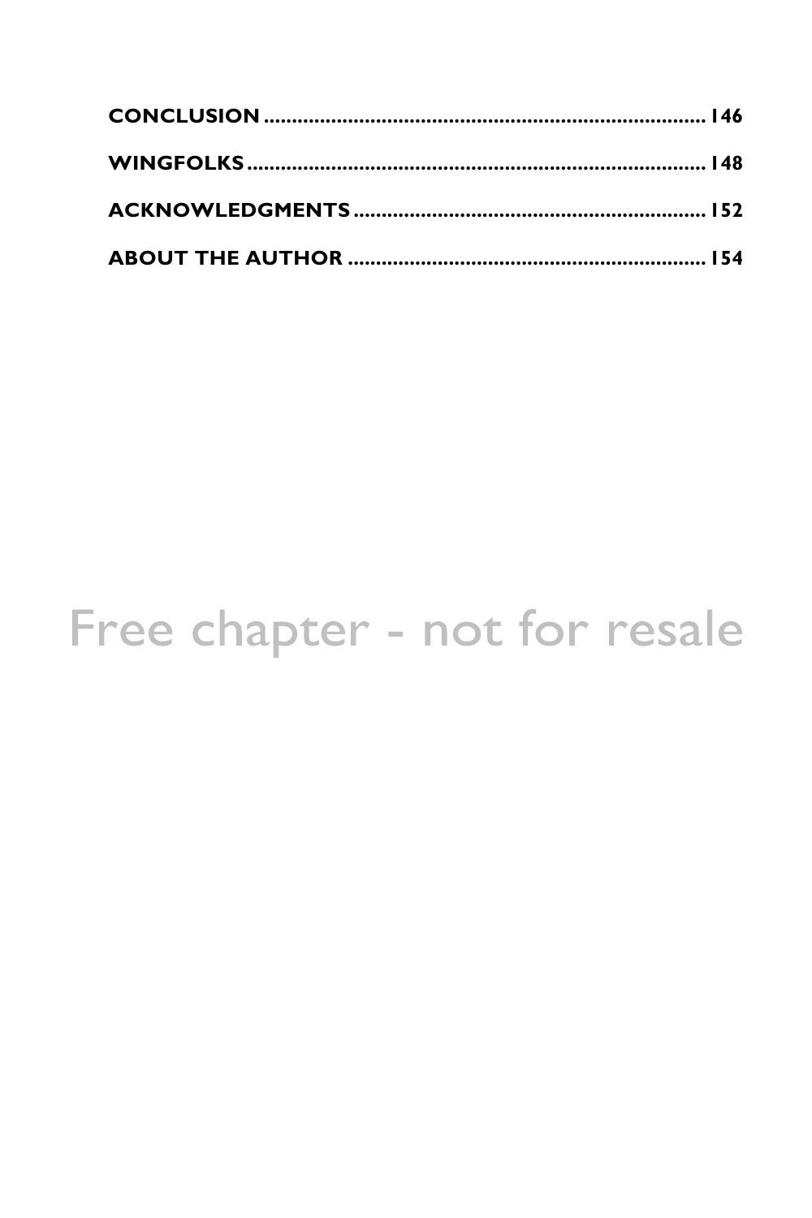**CONCLUSION** ...................................................................................... **146**

**WINGFOLKS** ...................................................................................... **148**

**ACKNOWLEDGMENTS** ........................................................................ **152**

**ABOUT THE AUTHOR** ........................................................................ **154**

Free chapter - not for resale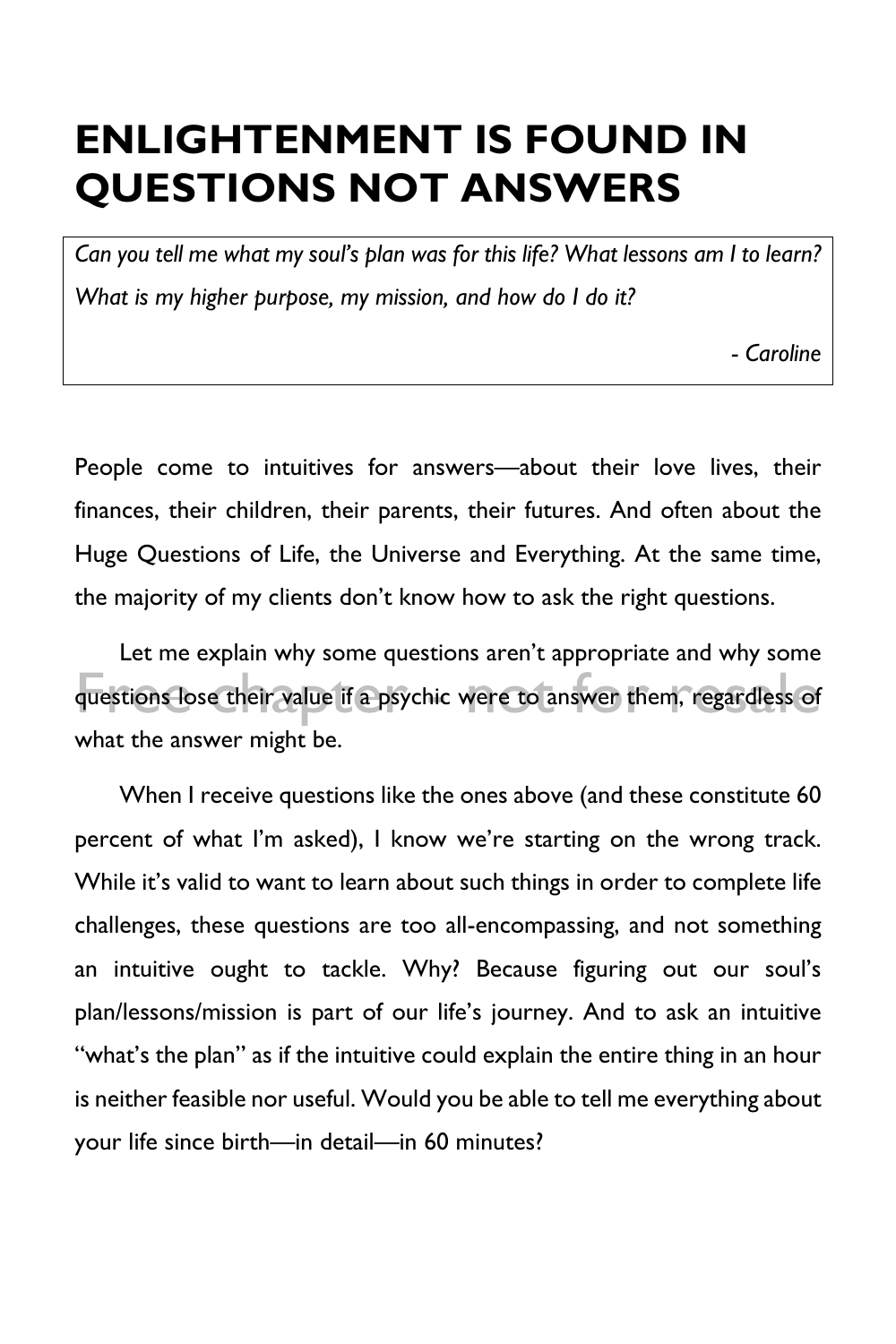# ENLIGHTENMENT IS FOUND IN QUESTIONS NOT ANSWERS

> *Can you tell me what my soul's plan was for this life? What lessons am I to learn? What is my higher purpose, my mission, and how do I do it?*
>
> *- Caroline*

People come to intuitives for answers—about their love lives, their finances, their children, their parents, their futures. And often about the Huge Questions of Life, the Universe and Everything. At the same time, the majority of my clients don't know how to ask the right questions.

Let me explain why some questions aren't appropriate and why some questions lose their value if a psychic were to answer them, regardless of what the answer might be.

When I receive questions like the ones above (and these constitute 60 percent of what I'm asked), I know we're starting on the wrong track. While it's valid to want to learn about such things in order to complete life challenges, these questions are too all-encompassing, and not something an intuitive ought to tackle. Why? Because figuring out our soul's plan/lessons/mission is part of our life's journey. And to ask an intuitive "what's the plan" as if the intuitive could explain the entire thing in an hour is neither feasible nor useful. Would you be able to tell me everything about your life since birth—in detail—in 60 minutes?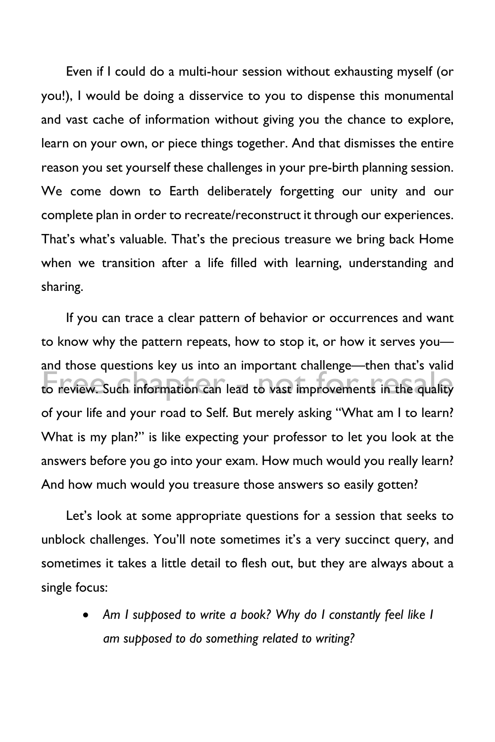Even if I could do a multi-hour session without exhausting myself (or you!), I would be doing a disservice to you to dispense this monumental and vast cache of information without giving you the chance to explore, learn on your own, or piece things together. And that dismisses the entire reason you set yourself these challenges in your pre-birth planning session. We come down to Earth deliberately forgetting our unity and our complete plan in order to recreate/reconstruct it through our experiences. That's what's valuable. That's the precious treasure we bring back Home when we transition after a life filled with learning, understanding and sharing.

If you can trace a clear pattern of behavior or occurrences and want to know why the pattern repeats, how to stop it, or how it serves you—and those questions key us into an important challenge—then that's valid to review. Such information can lead to vast improvements in the quality of your life and your road to Self. But merely asking "What am I to learn? What is my plan?" is like expecting your professor to let you look at the answers before you go into your exam. How much would you really learn? And how much would you treasure those answers so easily gotten?

Let's look at some appropriate questions for a session that seeks to unblock challenges. You'll note sometimes it's a very succinct query, and sometimes it takes a little detail to flesh out, but they are always about a single focus:

- *Am I supposed to write a book? Why do I constantly feel like I am supposed to do something related to writing?*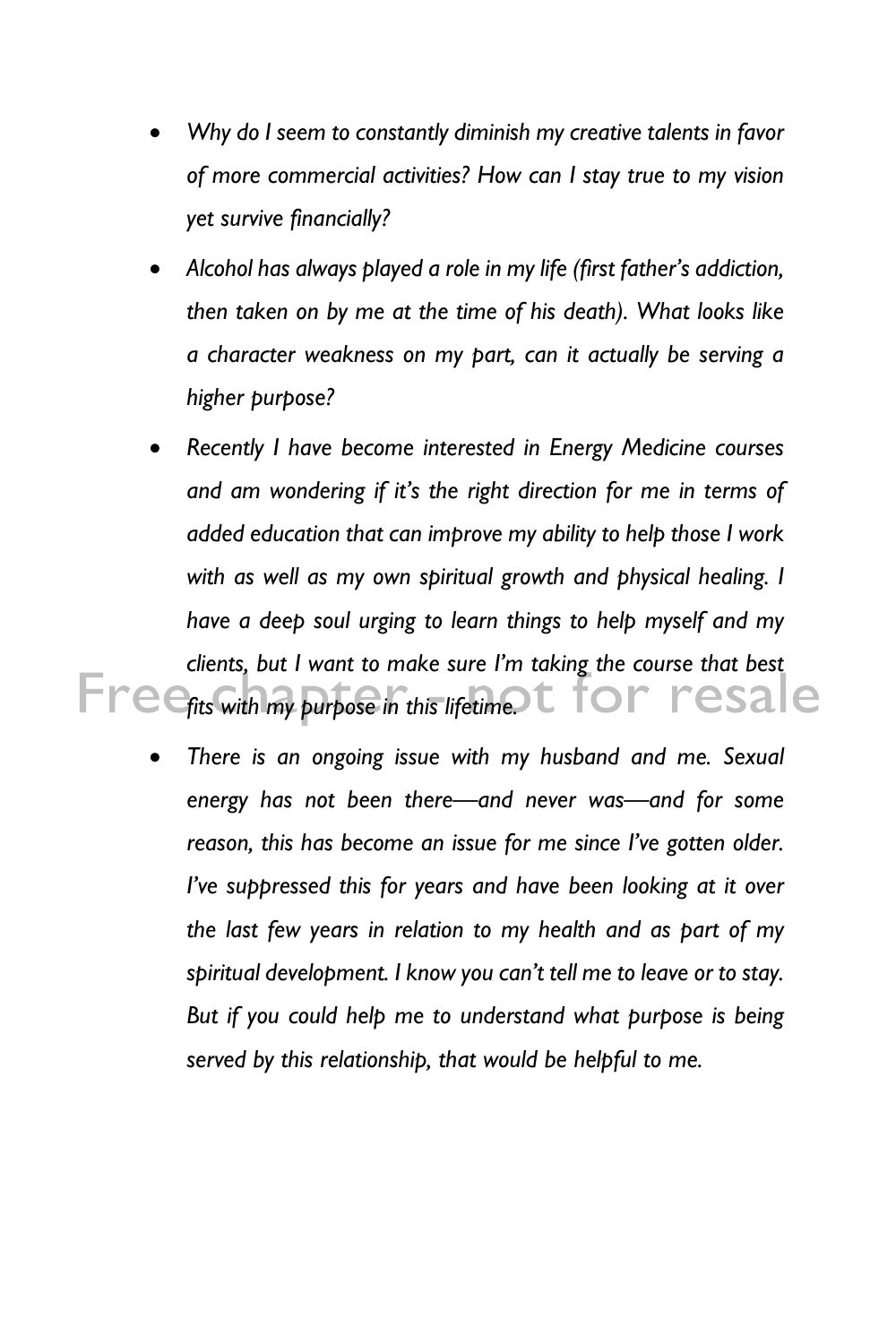- *Why do I seem to constantly diminish my creative talents in favor of more commercial activities? How can I stay true to my vision yet survive financially?*
- *Alcohol has always played a role in my life (first father's addiction, then taken on by me at the time of his death). What looks like a character weakness on my part, can it actually be serving a higher purpose?*
- *Recently I have become interested in Energy Medicine courses and am wondering if it's the right direction for me in terms of added education that can improve my ability to help those I work with as well as my own spiritual growth and physical healing. I have a deep soul urging to learn things to help myself and my clients, but I want to make sure I'm taking the course that best fits with my purpose in this lifetime.*
- *There is an ongoing issue with my husband and me. Sexual energy has not been there—and never was—and for some reason, this has become an issue for me since I've gotten older. I've suppressed this for years and have been looking at it over the last few years in relation to my health and as part of my spiritual development. I know you can't tell me to leave or to stay. But if you could help me to understand what purpose is being served by this relationship, that would be helpful to me.*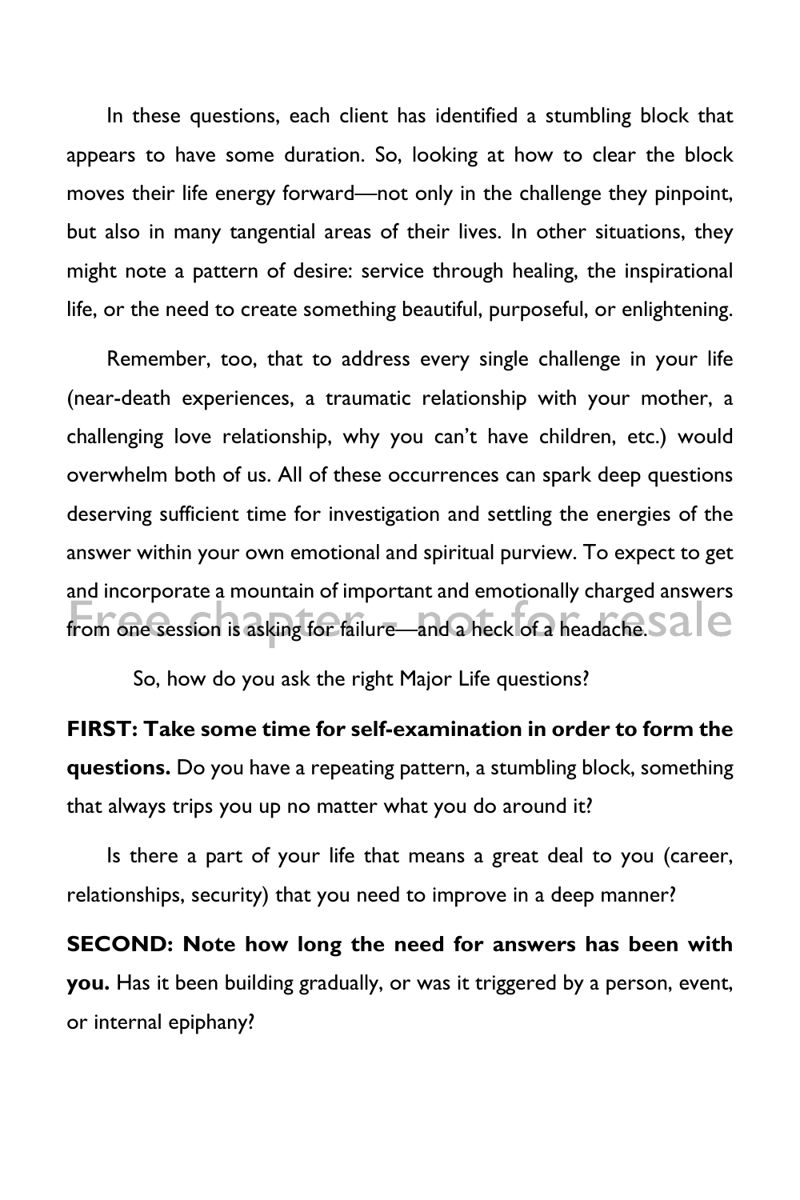In these questions, each client has identified a stumbling block that appears to have some duration. So, looking at how to clear the block moves their life energy forward—not only in the challenge they pinpoint, but also in many tangential areas of their lives. In other situations, they might note a pattern of desire: service through healing, the inspirational life, or the need to create something beautiful, purposeful, or enlightening.

Remember, too, that to address every single challenge in your life (near-death experiences, a traumatic relationship with your mother, a challenging love relationship, why you can't have children, etc.) would overwhelm both of us. All of these occurrences can spark deep questions deserving sufficient time for investigation and settling the energies of the answer within your own emotional and spiritual purview. To expect to get and incorporate a mountain of important and emotionally charged answers from one session is asking for failure—and a heck of a headache.

So, how do you ask the right Major Life questions?

**FIRST: Take some time for self-examination in order to form the questions.** Do you have a repeating pattern, a stumbling block, something that always trips you up no matter what you do around it?

Is there a part of your life that means a great deal to you (career, relationships, security) that you need to improve in a deep manner?

**SECOND: Note how long the need for answers has been with you.** Has it been building gradually, or was it triggered by a person, event, or internal epiphany?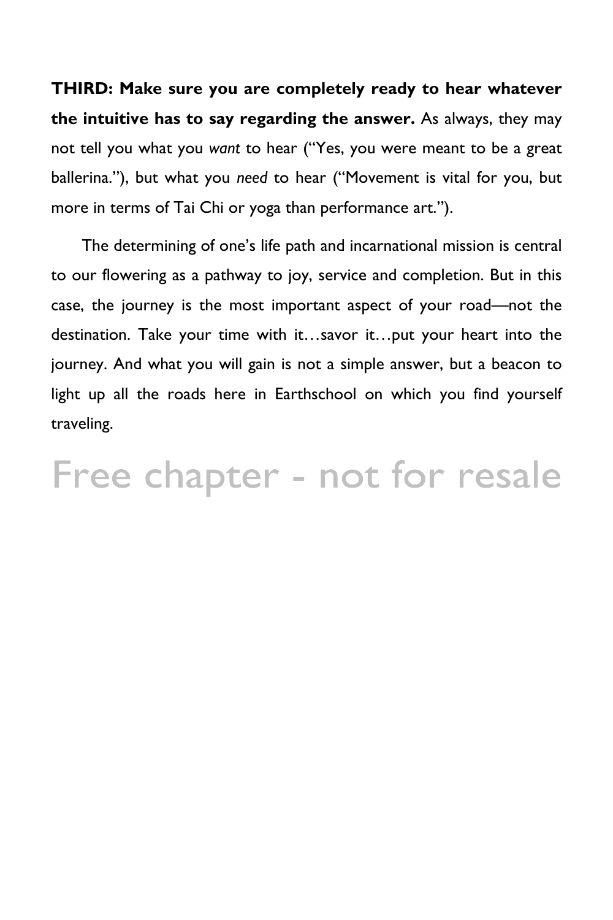**THIRD: Make sure you are completely ready to hear whatever the intuitive has to say regarding the answer.** As always, they may not tell you what you *want* to hear ("Yes, you were meant to be a great ballerina."), but what you *need* to hear ("Movement is vital for you, but more in terms of Tai Chi or yoga than performance art.").

The determining of one's life path and incarnational mission is central to our flowering as a pathway to joy, service and completion. But in this case, the journey is the most important aspect of your road—not the destination. Take your time with it…savor it…put your heart into the journey. And what you will gain is not a simple answer, but a beacon to light up all the roads here in Earthschool on which you find yourself traveling.

Free chapter - not for resale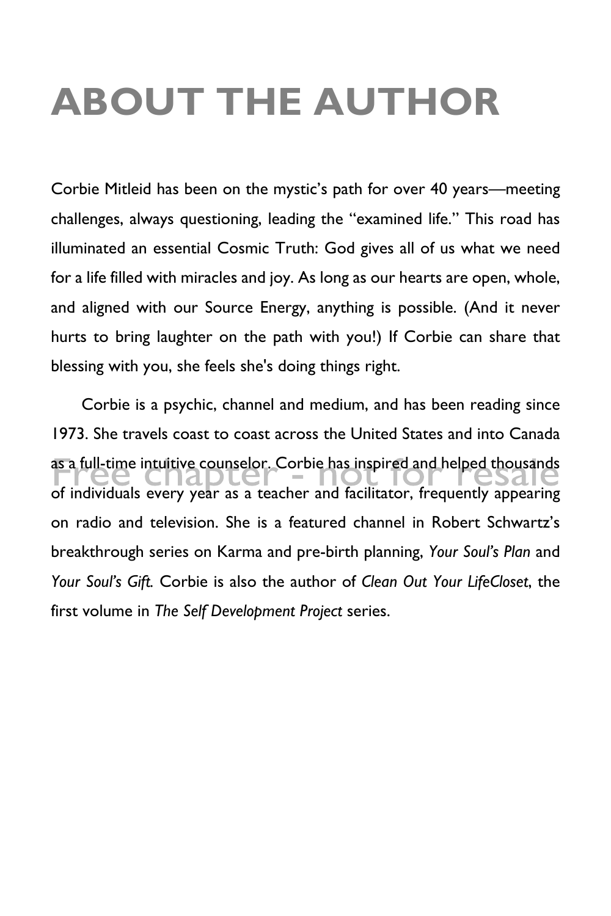# ABOUT THE AUTHOR

Corbie Mitleid has been on the mystic's path for over 40 years—meeting challenges, always questioning, leading the "examined life." This road has illuminated an essential Cosmic Truth: God gives all of us what we need for a life filled with miracles and joy. As long as our hearts are open, whole, and aligned with our Source Energy, anything is possible. (And it never hurts to bring laughter on the path with you!) If Corbie can share that blessing with you, she feels she's doing things right.

Corbie is a psychic, channel and medium, and has been reading since 1973. She travels coast to coast across the United States and into Canada as a full-time intuitive counselor. Corbie has inspired and helped thousands of individuals every year as a teacher and facilitator, frequently appearing on radio and television. She is a featured channel in Robert Schwartz's breakthrough series on Karma and pre-birth planning, *Your Soul's Plan* and *Your Soul's Gift.* Corbie is also the author of *Clean Out Your LifeCloset*, the first volume in *The Self Development Project* series.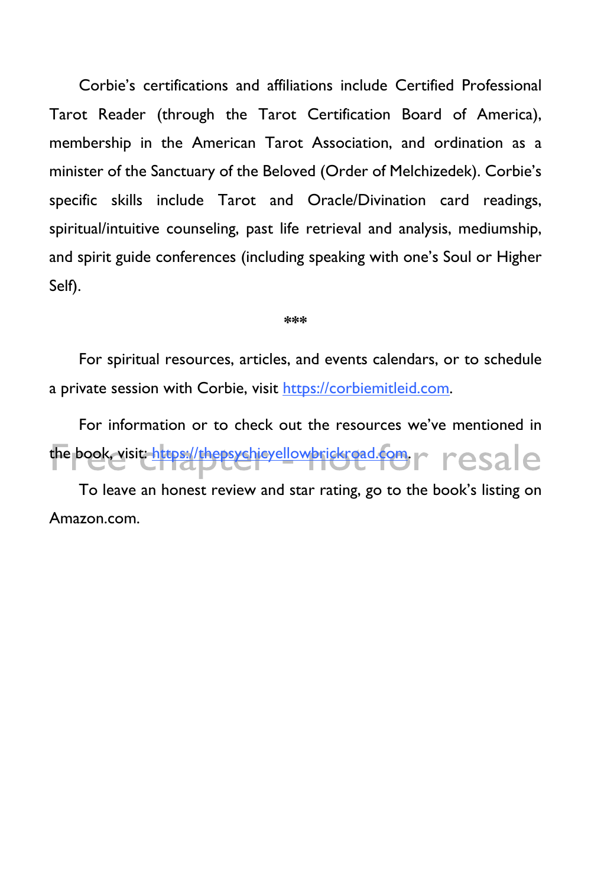Corbie's certifications and affiliations include Certified Professional Tarot Reader (through the Tarot Certification Board of America), membership in the American Tarot Association, and ordination as a minister of the Sanctuary of the Beloved (Order of Melchizedek). Corbie's specific skills include Tarot and Oracle/Divination card readings, spiritual/intuitive counseling, past life retrieval and analysis, mediumship, and spirit guide conferences (including speaking with one's Soul or Higher Self).

***

For spiritual resources, articles, and events calendars, or to schedule a private session with Corbie, visit https://corbiemitleid.com.

For information or to check out the resources we've mentioned in the book, visit: https://thepsychicyellowbrickroad.com.

To leave an honest review and star rating, go to the book's listing on Amazon.com.